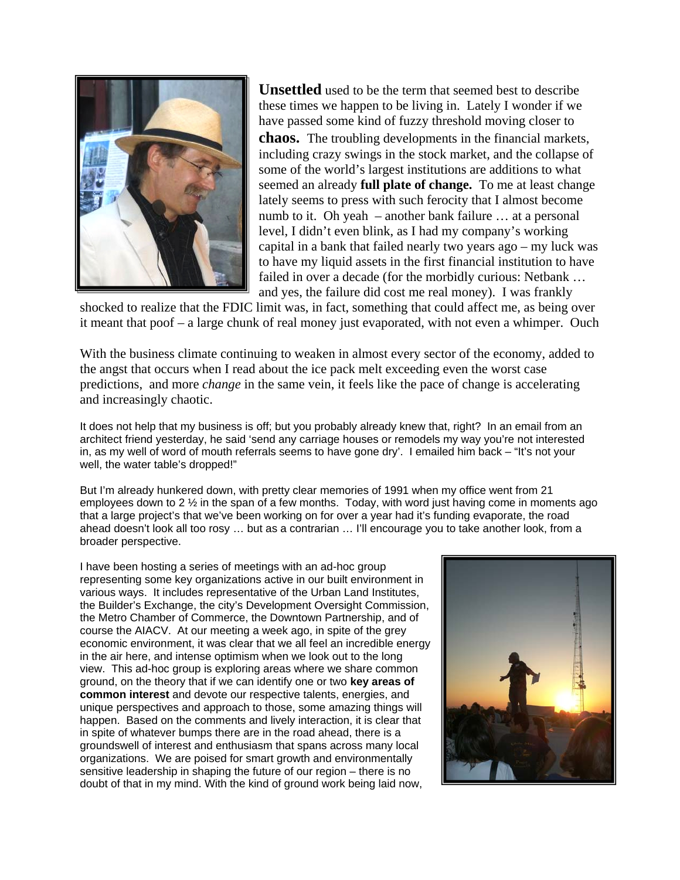**Unsettled** used to be the term that seemed best to describe these times we happen to be living in. Lately I wonder if we have passed some kind of fuzzy threshold moving closer to **chaos.** The troubling developments in the financial markets, including crazy swings in the stock market, and the collapse of some of the world's largest institutions are additions to what seemed an already **full plate of change.** To me at least change lately seems to press with such ferocity that I almost become numb to it. Oh yeah – another bank failure … at a personal level, I didn't even blink, as I had my company's working capital in a bank that failed nearly two years ago – my luck was to have my liquid assets in the first financial institution to have failed in over a decade (for the morbidly curious: Netbank … and yes, the failure did cost me real money). I was frankly shocked to realize that the FDIC limit was, in fact, something that could affect me, as being over it meant that poof – a large chunk of real money just evaporated, with not even a whimper. Ouch

With the business climate continuing to weaken in almost every sector of the economy, added to the angst that occurs when I read about the ice pack melt exceeding even the worst case predictions, and more *change* in the same vein, it feels like the pace of change is accelerating and increasingly chaotic.

It does not help that my business is off; but you probably already knew that, right? In an email from an architect friend yesterday, he said 'send any carriage houses or remodels my way you're not interested in, as my well of word of mouth referrals seems to have gone dry'. I emailed him back – "It's not your well, the water table's dropped!"

But I'm already hunkered down, with pretty clear memories of 1991 when my office went from 21 employees down to 2 ½ in the span of a few months. Today, with word just having come in moments ago that a large project's that we've been working on for over a year had it's funding evaporate, the road ahead doesn't look all too rosy … but as a contrarian … I'll encourage you to take another look, from a broader perspective.

I have been hosting a series of meetings with an ad-hoc group representing some key organizations active in our built environment in various ways. It includes representative of the Urban Land Institutes, the Builder's Exchange, the city's Development Oversight Commission, the Metro Chamber of Commerce, the Downtown Partnership, and of course the AIACV. At our meeting a week ago, in spite of the grey economic environment, it was clear that we all feel an incredible energy in the air here, and intense optimism when we look out to the long view. This ad-hoc group is exploring areas where we share common ground, on the theory that if we can identify one or two **key areas of common interest** and devote our respective talents, energies, and unique perspectives and approach to those, some amazing things will happen. Based on the comments and lively interaction, it is clear that in spite of whatever bumps there are in the road ahead, there is a groundswell of interest and enthusiasm that spans across many local organizations. We are poised for smart growth and environmentally sensitive leadership in shaping the future of our region – there is no doubt of that in my mind. With the kind of ground work being laid now,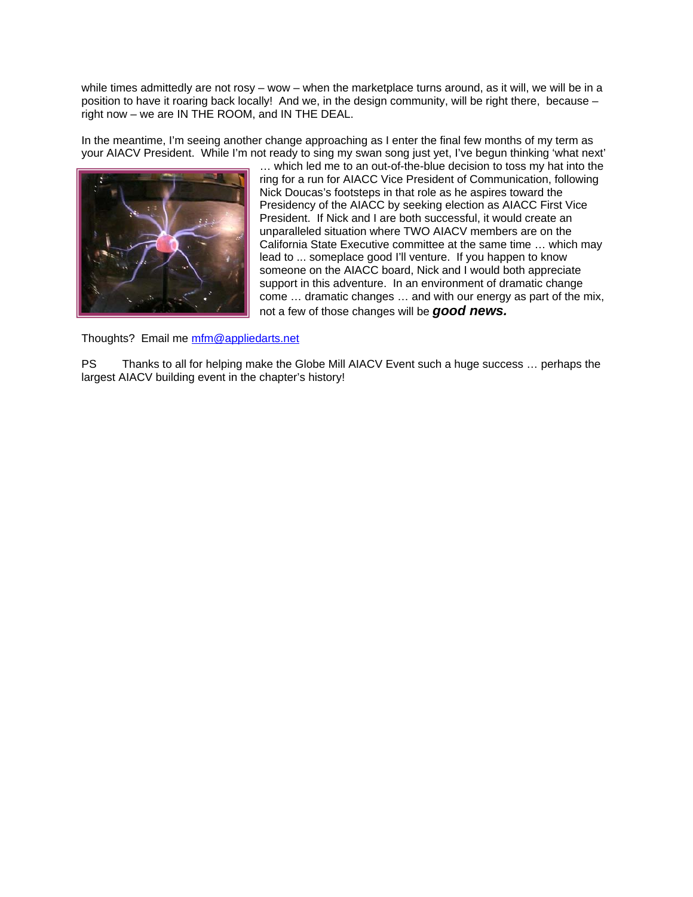while times admittedly are not rosy – wow – when the marketplace turns around, as it will, we will be in a position to have it roaring back locally! And we, in the design community, will be right there, because – right now – we are IN THE ROOM, and IN THE DEAL.

In the meantime, I'm seeing another change approaching as I enter the final few months of my term as your AIACV President. While I'm not ready to sing my swan song just yet, I've begun thinking 'what next' … which led me to an out-of-the-blue decision to toss my hat into the ring for a run for AIACC Vice President of Communication, following Nick Doucas's footsteps in that role as he aspires toward the Presidency of the AIACC by seeking election as AIACC First Vice President. If Nick and I are both successful, it would create an unparalleled situation where TWO AIACV members are on the California State Executive committee at the same time … which may lead to ... someplace good I'll venture. If you happen to know someone on the AIACC board, Nick and I would both appreciate support in this adventure. In an environment of dramatic change come … dramatic changes … and with our energy as part of the mix, not a few of those changes will be ***good news.***

Thoughts? Email me mfm@appliedarts.net

PS Thanks to all for helping make the Globe Mill AIACV Event such a huge success … perhaps the largest AIACV building event in the chapter's history!